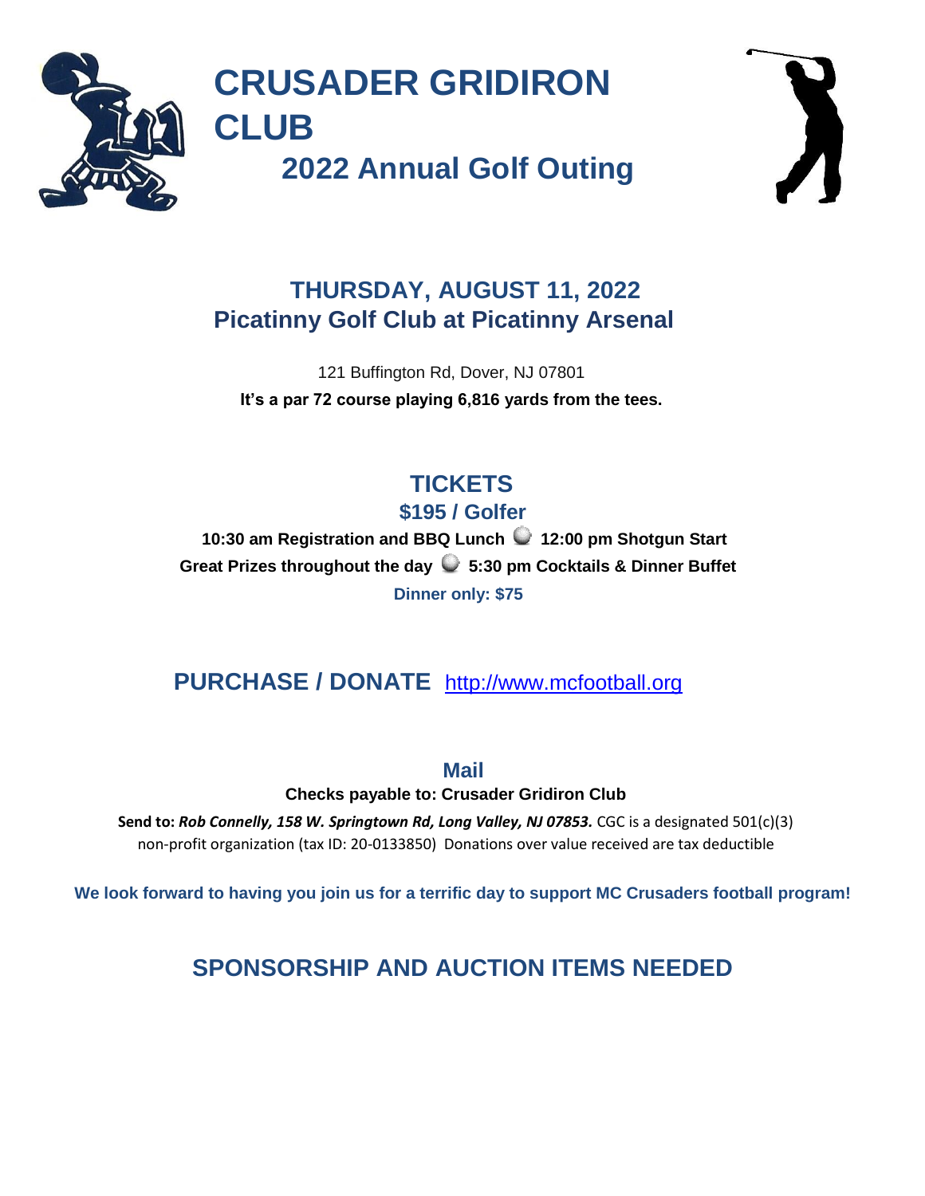# CRUSADER GRIDIRON CLUB

## 2022 Annual Golf Outing

## THURSDAY, AUGUST 11, 2022
## Picatinny Golf Club at Picatinny Arsenal

121 Buffington Rd, Dover, NJ 07801

**It's a par 72 course playing 6,816 yards from the tees.**

## TICKETS

### $195 / Golfer

**10:30 am Registration and BBQ Lunch ● 12:00 pm Shotgun Start**

**Great Prizes throughout the day ● 5:30 pm Cocktails & Dinner Buffet**

**Dinner only: $75**

## PURCHASE / DONATE http://www.mcfootball.org

### Mail

**Checks payable to: Crusader Gridiron Club**

**Send to:** ***Rob Connelly, 158 W. Springtown Rd, Long Valley, NJ 07853.*** CGC is a designated 501(c)(3) non-profit organization (tax ID: 20-0133850) Donations over value received are tax deductible

**We look forward to having you join us for a terrific day to support MC Crusaders football program!**

## SPONSORSHIP AND AUCTION ITEMS NEEDED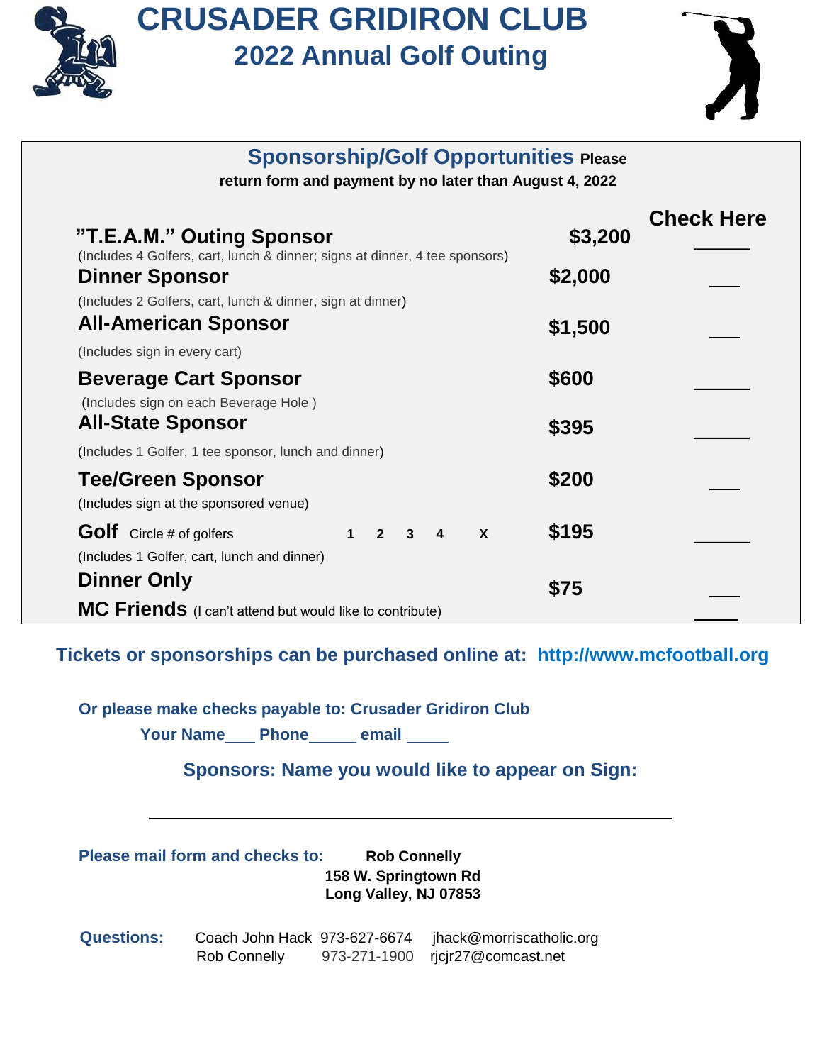# CRUSADER GRIDIRON CLUB

## 2022 Annual Golf Outing

### Sponsorship/Golf Opportunities

**Please return form and payment by no later than August 4, 2022**

| | | Check Here |
|---|---|---|
| **"T.E.A.M." Outing Sponsor** (Includes 4 Golfers, cart, lunch & dinner; signs at dinner, 4 tee sponsors) | **$3,200** | ______ |
| **Dinner Sponsor** (Includes 2 Golfers, cart, lunch & dinner, sign at dinner) | **$2,000** | ___ |
| **All-American Sponsor** (Includes sign in every cart) | **$1,500** | ___ |
| **Beverage Cart Sponsor** (Includes sign on each Beverage Hole ) | **$600** | ______ |
| **All-State Sponsor** (Includes 1 Golfer, 1 tee sponsor, lunch and dinner) | **$395** | ______ |
| **Tee/Green Sponsor** (Includes sign at the sponsored venue) | **$200** | ___ |
| **Golf** Circle # of golfers **1 2 3 4 X** (Includes 1 Golfer, cart, lunch and dinner) | **$195** | ______ |
| **Dinner Only** | **$75** | ___ |
| **MC Friends** (I can't attend but would like to contribute) | | ____ |

**Tickets or sponsorships can be purchased online at: http://www.mcfootball.org**

**Or please make checks payable to: Crusader Gridiron Club**

**Your Name___ Phone_____ email _____**

**Sponsors: Name you would like to appear on Sign:**

______________________________________________

**Please mail form and checks to:** **Rob Connelly**
**158 W. Springtown Rd**
**Long Valley, NJ 07853**

**Questions:**

| | | |
|---|---|---|
| Coach John Hack | 973-627-6674 | jhack@morriscatholic.org |
| Rob Connelly | 973-271-1900 | rjcjr27@comcast.net |